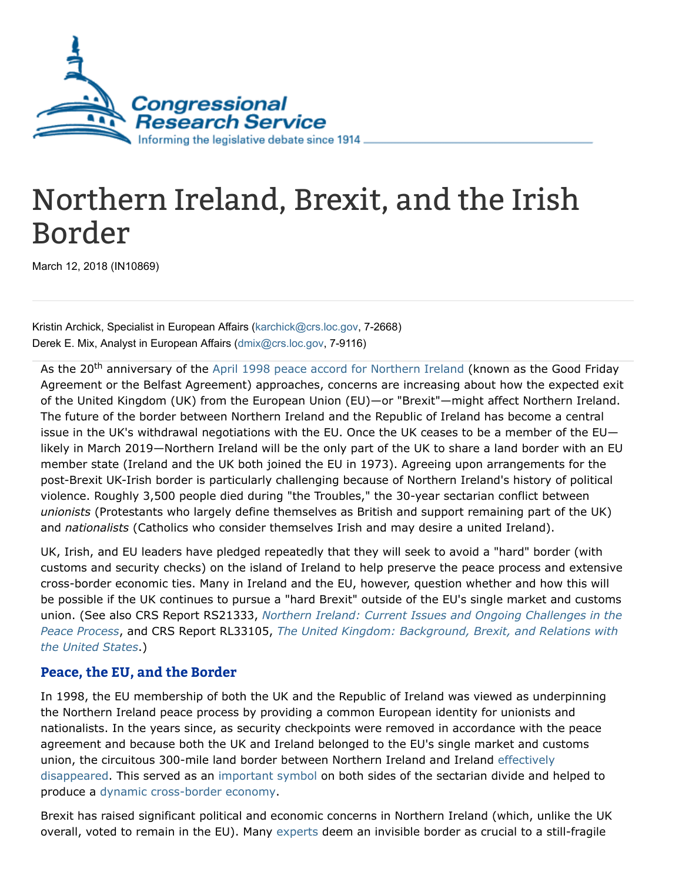# Northern Ireland, Brexit, and the Irish Border

March 12, 2018 (IN10869)

Kristin Archick, Specialist in European Affairs (karchick@crs.loc.gov, 7-2668)
Derek E. Mix, Analyst in European Affairs (dmix@crs.loc.gov, 7-9116)

As the 20th anniversary of the April 1998 peace accord for Northern Ireland (known as the Good Friday Agreement or the Belfast Agreement) approaches, concerns are increasing about how the expected exit of the United Kingdom (UK) from the European Union (EU)—or "Brexit"—might affect Northern Ireland. The future of the border between Northern Ireland and the Republic of Ireland has become a central issue in the UK's withdrawal negotiations with the EU. Once the UK ceases to be a member of the EU—likely in March 2019—Northern Ireland will be the only part of the UK to share a land border with an EU member state (Ireland and the UK both joined the EU in 1973). Agreeing upon arrangements for the post-Brexit UK-Irish border is particularly challenging because of Northern Ireland's history of political violence. Roughly 3,500 people died during "the Troubles," the 30-year sectarian conflict between *unionists* (Protestants who largely define themselves as British and support remaining part of the UK) and *nationalists* (Catholics who consider themselves Irish and may desire a united Ireland).

UK, Irish, and EU leaders have pledged repeatedly that they will seek to avoid a "hard" border (with customs and security checks) on the island of Ireland to help preserve the peace process and extensive cross-border economic ties. Many in Ireland and the EU, however, question whether and how this will be possible if the UK continues to pursue a "hard Brexit" outside of the EU's single market and customs union. (See also CRS Report RS21333, *Northern Ireland: Current Issues and Ongoing Challenges in the Peace Process*, and CRS Report RL33105, *The United Kingdom: Background, Brexit, and Relations with the United States*.)

## Peace, the EU, and the Border

In 1998, the EU membership of both the UK and the Republic of Ireland was viewed as underpinning the Northern Ireland peace process by providing a common European identity for unionists and nationalists. In the years since, as security checkpoints were removed in accordance with the peace agreement and because both the UK and Ireland belonged to the EU's single market and customs union, the circuitous 300-mile land border between Northern Ireland and Ireland effectively disappeared. This served as an important symbol on both sides of the sectarian divide and helped to produce a dynamic cross-border economy.

Brexit has raised significant political and economic concerns in Northern Ireland (which, unlike the UK overall, voted to remain in the EU). Many experts deem an invisible border as crucial to a still-fragile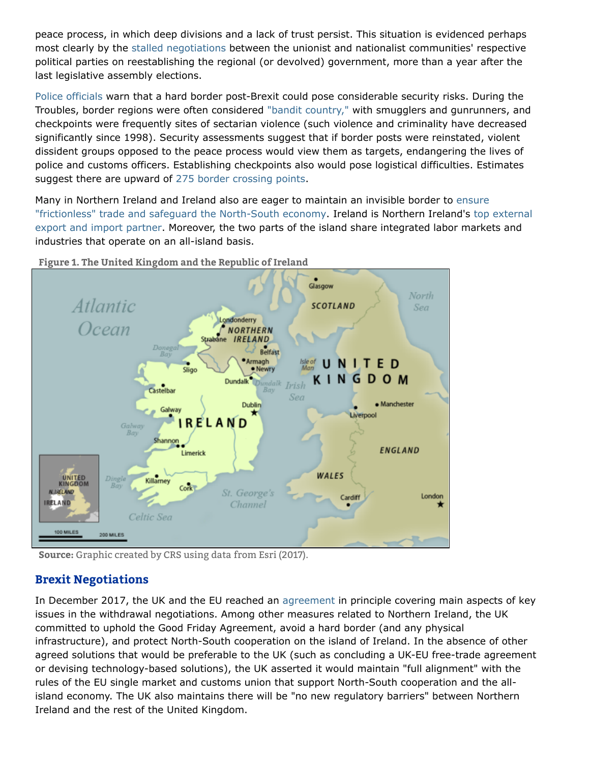peace process, in which deep divisions and a lack of trust persist. This situation is evidenced perhaps most clearly by the stalled negotiations between the unionist and nationalist communities' respective political parties on reestablishing the regional (or devolved) government, more than a year after the last legislative assembly elections.

Police officials warn that a hard border post-Brexit could pose considerable security risks. During the Troubles, border regions were often considered "bandit country," with smugglers and gunrunners, and checkpoints were frequently sites of sectarian violence (such violence and criminality have decreased significantly since 1998). Security assessments suggest that if border posts were reinstated, violent dissident groups opposed to the peace process would view them as targets, endangering the lives of police and customs officers. Establishing checkpoints also would pose logistical difficulties. Estimates suggest there are upward of 275 border crossing points.

Many in Northern Ireland and Ireland also are eager to maintain an invisible border to ensure "frictionless" trade and safeguard the North-South economy. Ireland is Northern Ireland's top external export and import partner. Moreover, the two parts of the island share integrated labor markets and industries that operate on an all-island basis.

**Figure 1. The United Kingdom and the Republic of Ireland**

**Source:** Graphic created by CRS using data from Esri (2017).

## Brexit Negotiations

In December 2017, the UK and the EU reached an agreement in principle covering main aspects of key issues in the withdrawal negotiations. Among other measures related to Northern Ireland, the UK committed to uphold the Good Friday Agreement, avoid a hard border (and any physical infrastructure), and protect North-South cooperation on the island of Ireland. In the absence of other agreed solutions that would be preferable to the UK (such as concluding a UK-EU free-trade agreement or devising technology-based solutions), the UK asserted it would maintain "full alignment" with the rules of the EU single market and customs union that support North-South cooperation and the all-island economy. The UK also maintains there will be "no new regulatory barriers" between Northern Ireland and the rest of the United Kingdom.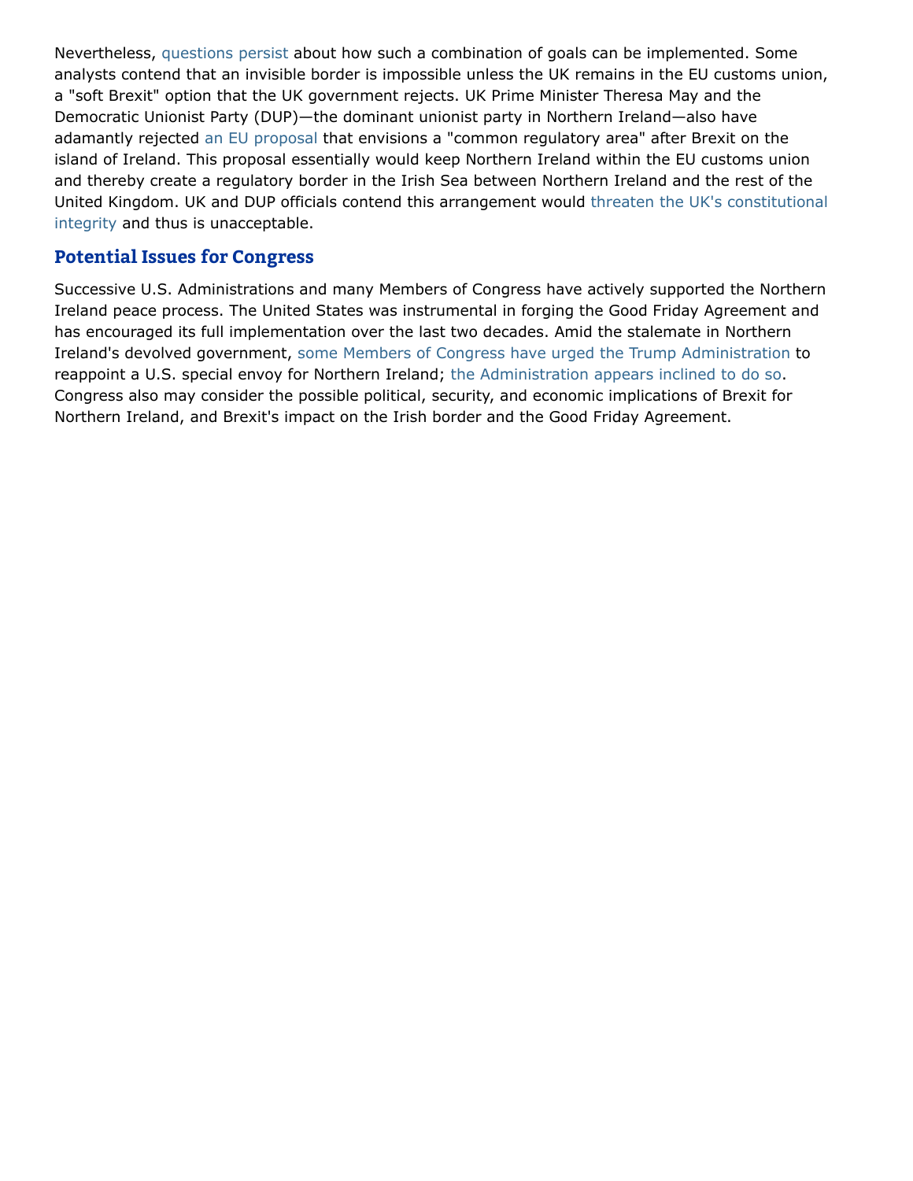Nevertheless, questions persist about how such a combination of goals can be implemented. Some analysts contend that an invisible border is impossible unless the UK remains in the EU customs union, a "soft Brexit" option that the UK government rejects. UK Prime Minister Theresa May and the Democratic Unionist Party (DUP)—the dominant unionist party in Northern Ireland—also have adamantly rejected an EU proposal that envisions a "common regulatory area" after Brexit on the island of Ireland. This proposal essentially would keep Northern Ireland within the EU customs union and thereby create a regulatory border in the Irish Sea between Northern Ireland and the rest of the United Kingdom. UK and DUP officials contend this arrangement would threaten the UK's constitutional integrity and thus is unacceptable.

## Potential Issues for Congress

Successive U.S. Administrations and many Members of Congress have actively supported the Northern Ireland peace process. The United States was instrumental in forging the Good Friday Agreement and has encouraged its full implementation over the last two decades. Amid the stalemate in Northern Ireland's devolved government, some Members of Congress have urged the Trump Administration to reappoint a U.S. special envoy for Northern Ireland; the Administration appears inclined to do so. Congress also may consider the possible political, security, and economic implications of Brexit for Northern Ireland, and Brexit's impact on the Irish border and the Good Friday Agreement.